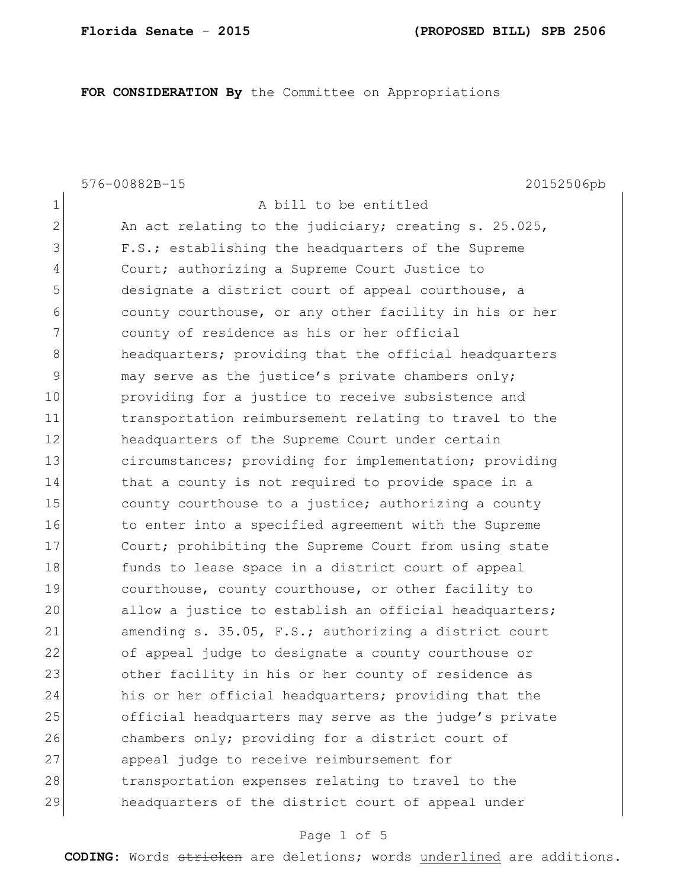**Florida Senate - 2015** **(PROPOSED BILL) SPB 2506**

**FOR CONSIDERATION By** the Committee on Appropriations

576-00882B-15 20152506pb

1 A bill to be entitled
2 An act relating to the judiciary; creating s. 25.025,
3 F.S.; establishing the headquarters of the Supreme
4 Court; authorizing a Supreme Court Justice to
5 designate a district court of appeal courthouse, a
6 county courthouse, or any other facility in his or her
7 county of residence as his or her official
8 headquarters; providing that the official headquarters
9 may serve as the justice's private chambers only;
10 providing for a justice to receive subsistence and
11 transportation reimbursement relating to travel to the
12 headquarters of the Supreme Court under certain
13 circumstances; providing for implementation; providing
14 that a county is not required to provide space in a
15 county courthouse to a justice; authorizing a county
16 to enter into a specified agreement with the Supreme
17 Court; prohibiting the Supreme Court from using state
18 funds to lease space in a district court of appeal
19 courthouse, county courthouse, or other facility to
20 allow a justice to establish an official headquarters;
21 amending s. 35.05, F.S.; authorizing a district court
22 of appeal judge to designate a county courthouse or
23 other facility in his or her county of residence as
24 his or her official headquarters; providing that the
25 official headquarters may serve as the judge's private
26 chambers only; providing for a district court of
27 appeal judge to receive reimbursement for
28 transportation expenses relating to travel to the
29 headquarters of the district court of appeal under

**CODING:** Words ~~stricken~~ are deletions; words <u>underlined</u> are additions.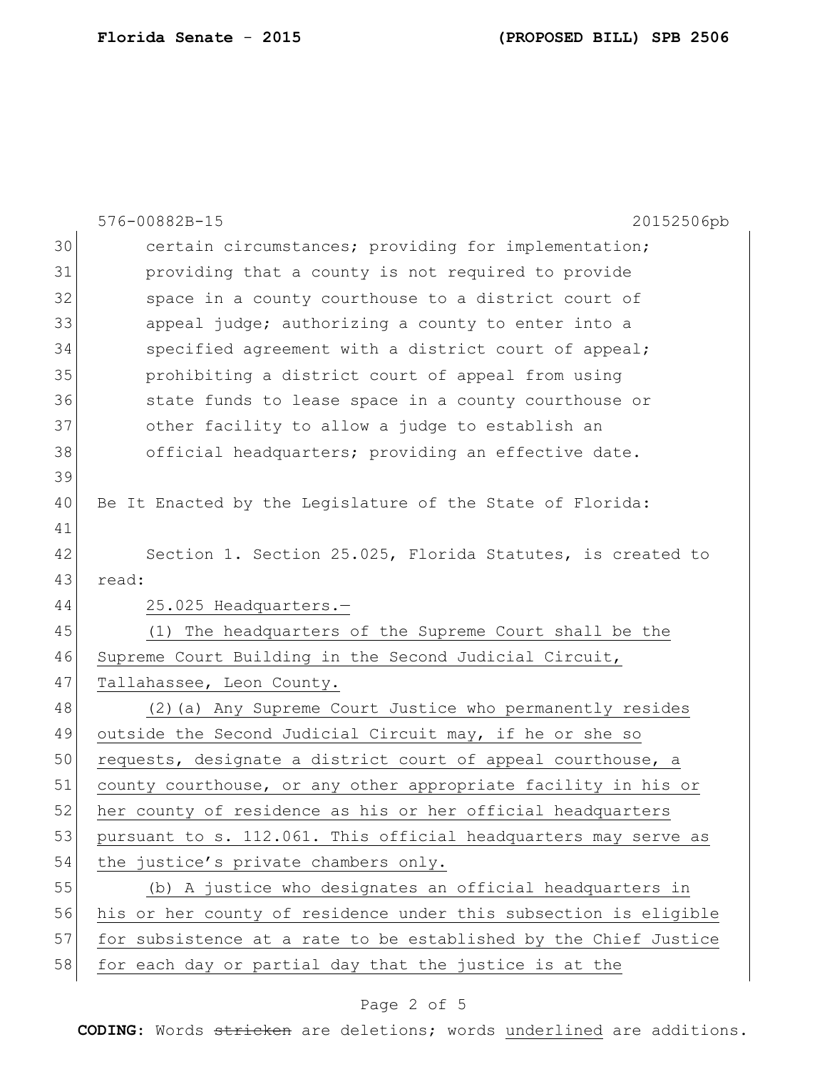576-00882B-15 20152506pb

certain circumstances; providing for implementation; providing that a county is not required to provide space in a county courthouse to a district court of appeal judge; authorizing a county to enter into a specified agreement with a district court of appeal; prohibiting a district court of appeal from using state funds to lease space in a county courthouse or other facility to allow a judge to establish an official headquarters; providing an effective date.

Be It Enacted by the Legislature of the State of Florida:

Section 1. Section 25.025, Florida Statutes, is created to read:

25.025 Headquarters.—

(1) The headquarters of the Supreme Court shall be the Supreme Court Building in the Second Judicial Circuit, Tallahassee, Leon County.

(2)(a) Any Supreme Court Justice who permanently resides outside the Second Judicial Circuit may, if he or she so requests, designate a district court of appeal courthouse, a county courthouse, or any other appropriate facility in his or her county of residence as his or her official headquarters pursuant to s. 112.061. This official headquarters may serve as the justice's private chambers only.

(b) A justice who designates an official headquarters in his or her county of residence under this subsection is eligible for subsistence at a rate to be established by the Chief Justice for each day or partial day that the justice is at the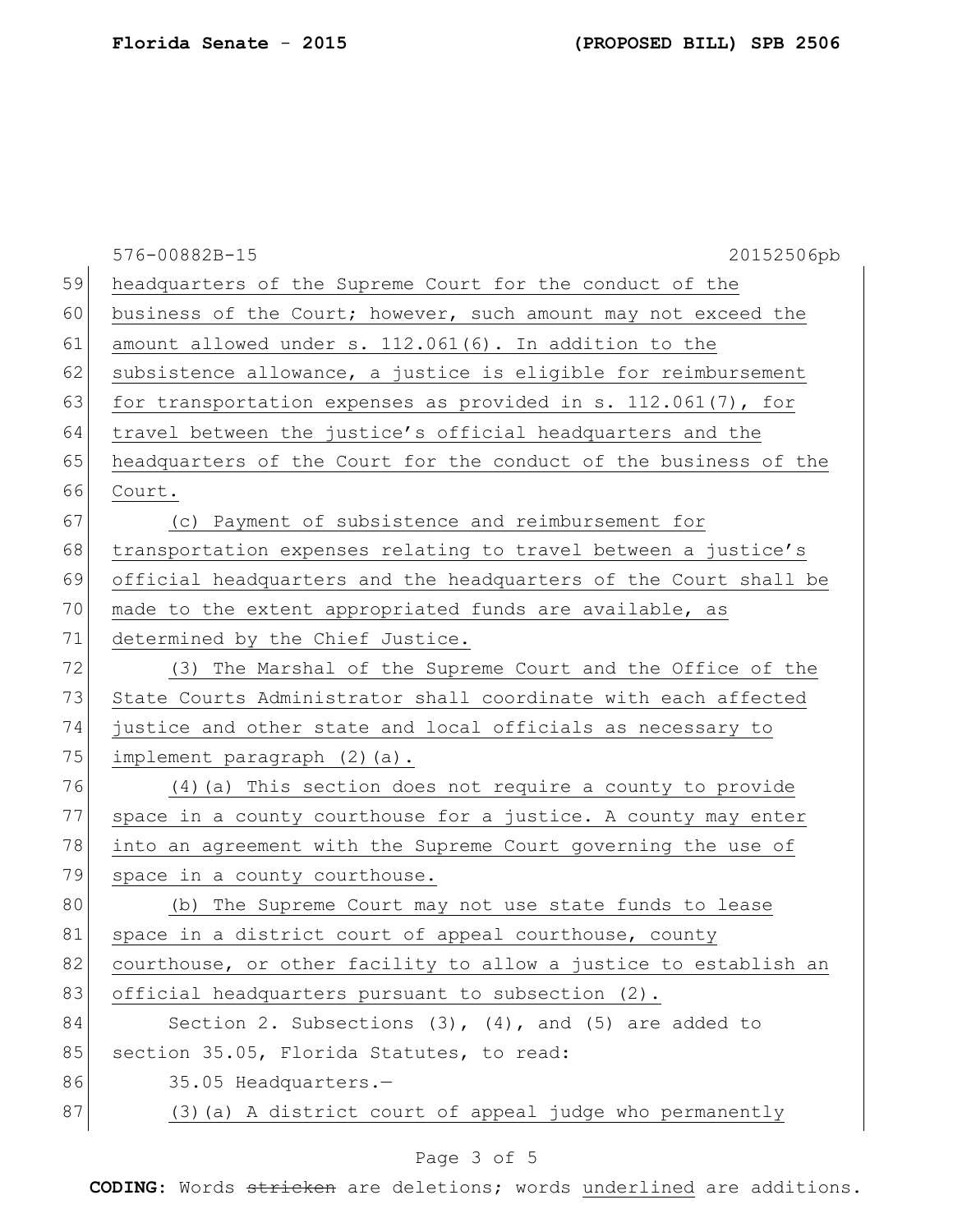576-00882B-15 20152506pb

59 headquarters of the Supreme Court for the conduct of the
60 business of the Court; however, such amount may not exceed the
61 amount allowed under s. 112.061(6). In addition to the
62 subsistence allowance, a justice is eligible for reimbursement
63 for transportation expenses as provided in s. 112.061(7), for
64 travel between the justice's official headquarters and the
65 headquarters of the Court for the conduct of the business of the
66 Court.

67 (c) Payment of subsistence and reimbursement for
68 transportation expenses relating to travel between a justice's
69 official headquarters and the headquarters of the Court shall be
70 made to the extent appropriated funds are available, as
71 determined by the Chief Justice.

72 (3) The Marshal of the Supreme Court and the Office of the
73 State Courts Administrator shall coordinate with each affected
74 justice and other state and local officials as necessary to
75 implement paragraph (2)(a).

76 (4)(a) This section does not require a county to provide
77 space in a county courthouse for a justice. A county may enter
78 into an agreement with the Supreme Court governing the use of
79 space in a county courthouse.

80 (b) The Supreme Court may not use state funds to lease
81 space in a district court of appeal courthouse, county
82 courthouse, or other facility to allow a justice to establish an
83 official headquarters pursuant to subsection (2).

84 Section 2. Subsections (3), (4), and (5) are added to
85 section 35.05, Florida Statutes, to read:

86 35.05 Headquarters.—

87 (3)(a) A district court of appeal judge who permanently

**CODING:** Words ~~stricken~~ are deletions; words underlined are additions.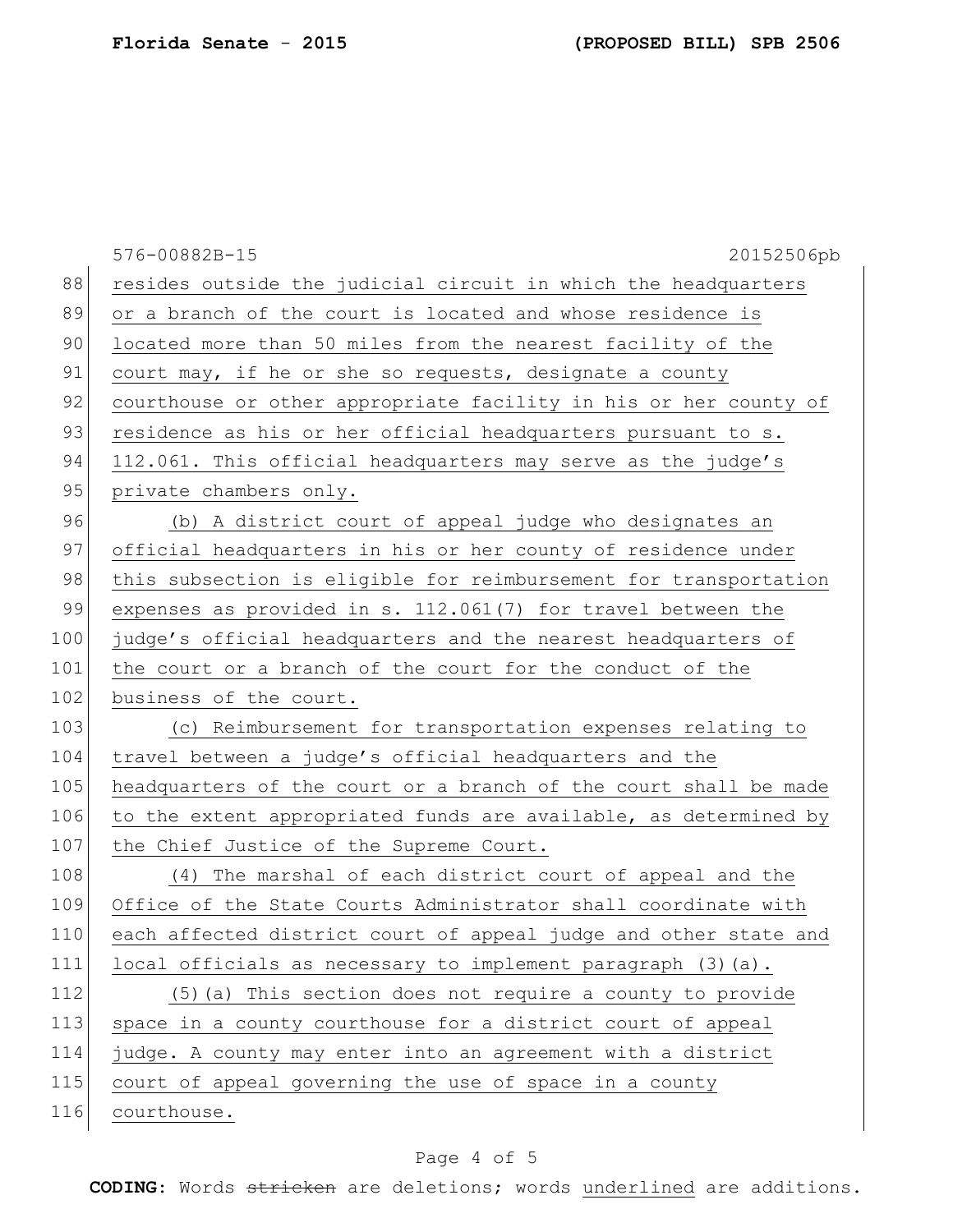resides outside the judicial circuit in which the headquarters or a branch of the court is located and whose residence is located more than 50 miles from the nearest facility of the court may, if he or she so requests, designate a county courthouse or other appropriate facility in his or her county of residence as his or her official headquarters pursuant to s. 112.061. This official headquarters may serve as the judge's private chambers only.

(b) A district court of appeal judge who designates an official headquarters in his or her county of residence under this subsection is eligible for reimbursement for transportation expenses as provided in s. 112.061(7) for travel between the judge's official headquarters and the nearest headquarters of the court or a branch of the court for the conduct of the business of the court.

(c) Reimbursement for transportation expenses relating to travel between a judge's official headquarters and the headquarters of the court or a branch of the court shall be made to the extent appropriated funds are available, as determined by the Chief Justice of the Supreme Court.

(4) The marshal of each district court of appeal and the Office of the State Courts Administrator shall coordinate with each affected district court of appeal judge and other state and local officials as necessary to implement paragraph (3)(a).

(5)(a) This section does not require a county to provide space in a county courthouse for a district court of appeal judge. A county may enter into an agreement with a district court of appeal governing the use of space in a county courthouse.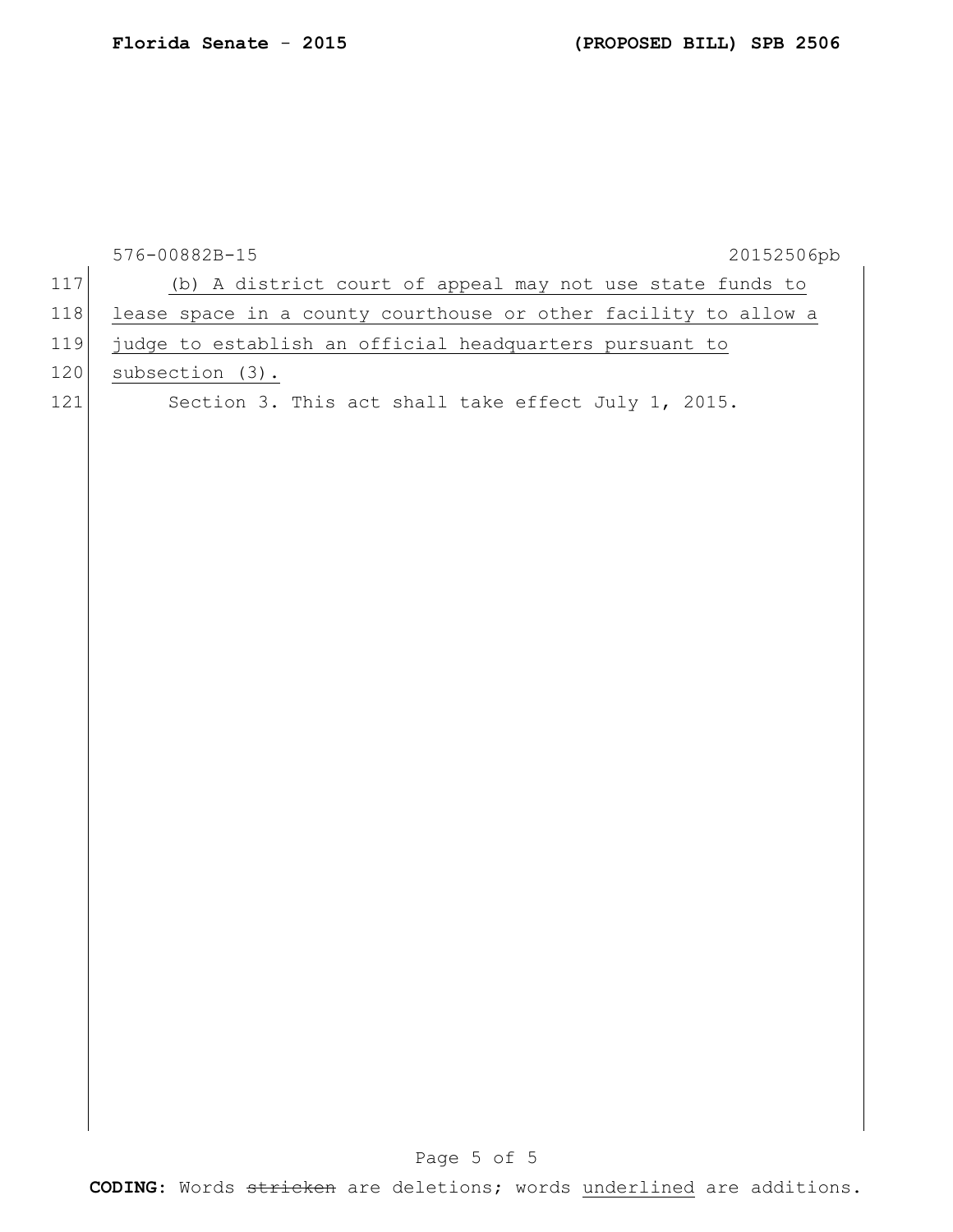(b) A district court of appeal may not use state funds to lease space in a county courthouse or other facility to allow a judge to establish an official headquarters pursuant to subsection (3).

Section 3. This act shall take effect July 1, 2015.